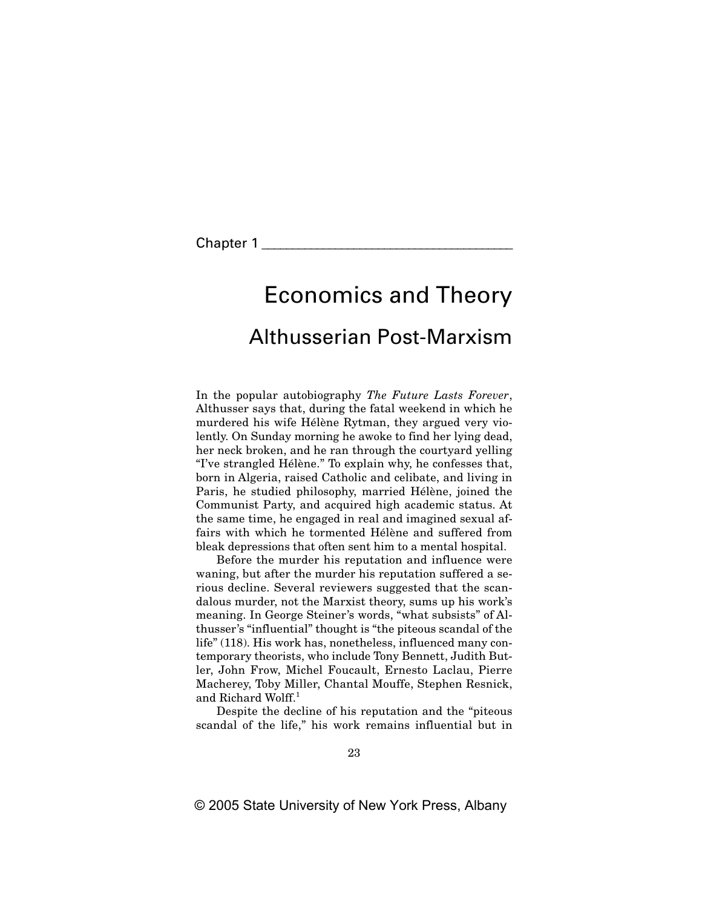Chapter 1

# Economics and Theory

## Althusserian Post-Marxism

In the popular autobiography *The Future Lasts Forever*, Althusser says that, during the fatal weekend in which he murdered his wife Hélène Rytman, they argued very violently. On Sunday morning he awoke to find her lying dead, her neck broken, and he ran through the courtyard yelling "I've strangled Hélène." To explain why, he confesses that, born in Algeria, raised Catholic and celibate, and living in Paris, he studied philosophy, married Hélène, joined the Communist Party, and acquired high academic status. At the same time, he engaged in real and imagined sexual affairs with which he tormented Hélène and suffered from bleak depressions that often sent him to a mental hospital.

Before the murder his reputation and influence were waning, but after the murder his reputation suffered a serious decline. Several reviewers suggested that the scandalous murder, not the Marxist theory, sums up his work's meaning. In George Steiner's words, "what subsists" of Althusser's "influential" thought is "the piteous scandal of the life" (118). His work has, nonetheless, influenced many contemporary theorists, who include Tony Bennett, Judith Butler, John Frow, Michel Foucault, Ernesto Laclau, Pierre Macherey, Toby Miller, Chantal Mouffe, Stephen Resnick, and Richard Wolff.[1]

Despite the decline of his reputation and the "piteous scandal of the life," his work remains influential but in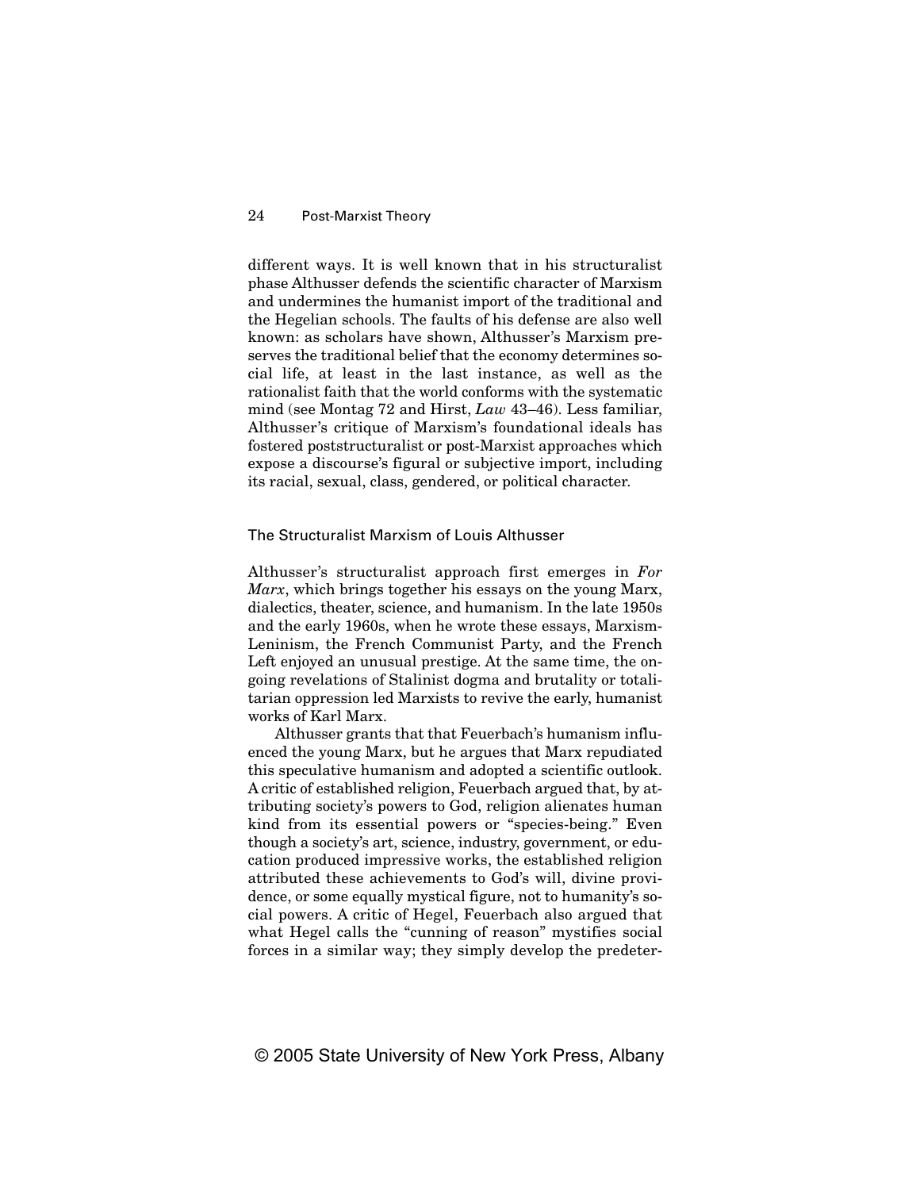different ways. It is well known that in his structuralist phase Althusser defends the scientific character of Marxism and undermines the humanist import of the traditional and the Hegelian schools. The faults of his defense are also well known: as scholars have shown, Althusser's Marxism preserves the traditional belief that the economy determines social life, at least in the last instance, as well as the rationalist faith that the world conforms with the systematic mind (see Montag 72 and Hirst, *Law* 43–46). Less familiar, Althusser's critique of Marxism's foundational ideals has fostered poststructuralist or post-Marxist approaches which expose a discourse's figural or subjective import, including its racial, sexual, class, gendered, or political character.

## The Structuralist Marxism of Louis Althusser

Althusser's structuralist approach first emerges in *For Marx*, which brings together his essays on the young Marx, dialectics, theater, science, and humanism. In the late 1950s and the early 1960s, when he wrote these essays, Marxism-Leninism, the French Communist Party, and the French Left enjoyed an unusual prestige. At the same time, the ongoing revelations of Stalinist dogma and brutality or totalitarian oppression led Marxists to revive the early, humanist works of Karl Marx.

Althusser grants that that Feuerbach's humanism influenced the young Marx, but he argues that Marx repudiated this speculative humanism and adopted a scientific outlook. A critic of established religion, Feuerbach argued that, by attributing society's powers to God, religion alienates human kind from its essential powers or "species-being." Even though a society's art, science, industry, government, or education produced impressive works, the established religion attributed these achievements to God's will, divine providence, or some equally mystical figure, not to humanity's social powers. A critic of Hegel, Feuerbach also argued that what Hegel calls the "cunning of reason" mystifies social forces in a similar way; they simply develop the predeter-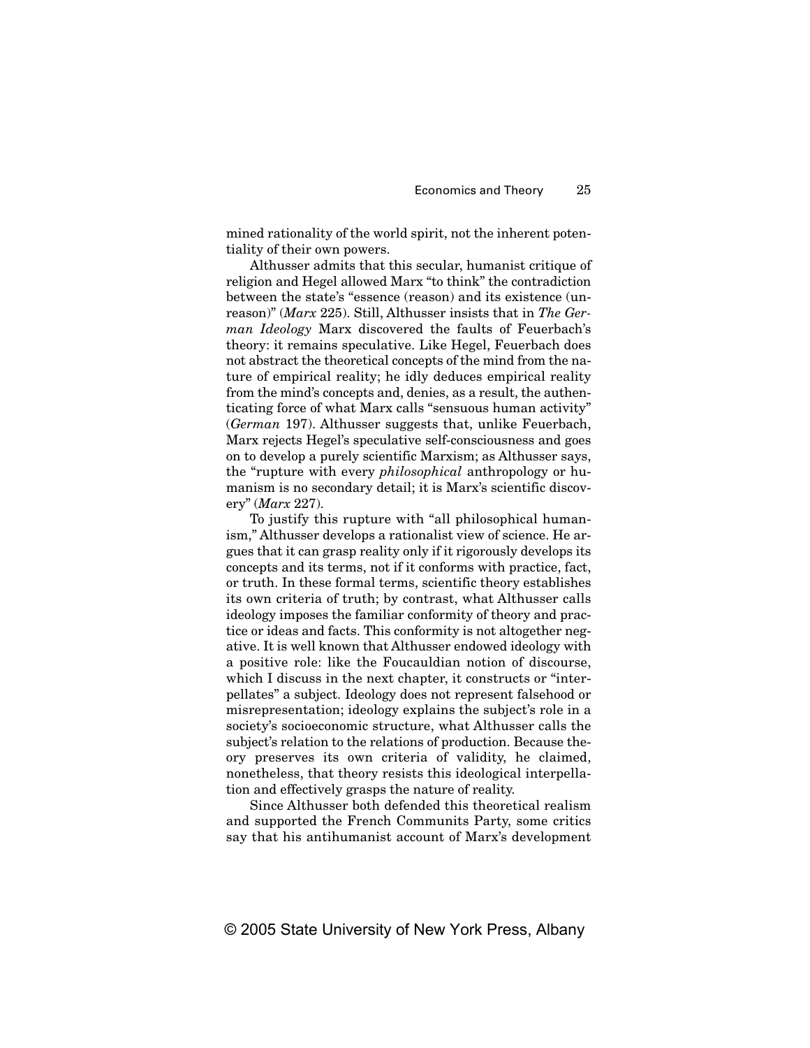mined rationality of the world spirit, not the inherent potentiality of their own powers.

Althusser admits that this secular, humanist critique of religion and Hegel allowed Marx "to think" the contradiction between the state's "essence (reason) and its existence (unreason)" (*Marx* 225). Still, Althusser insists that in *The German Ideology* Marx discovered the faults of Feuerbach's theory: it remains speculative. Like Hegel, Feuerbach does not abstract the theoretical concepts of the mind from the nature of empirical reality; he idly deduces empirical reality from the mind's concepts and, denies, as a result, the authenticating force of what Marx calls "sensuous human activity" (*German* 197). Althusser suggests that, unlike Feuerbach, Marx rejects Hegel's speculative self-consciousness and goes on to develop a purely scientific Marxism; as Althusser says, the "rupture with every *philosophical* anthropology or humanism is no secondary detail; it is Marx's scientific discovery" (*Marx* 227).

To justify this rupture with "all philosophical humanism," Althusser develops a rationalist view of science. He argues that it can grasp reality only if it rigorously develops its concepts and its terms, not if it conforms with practice, fact, or truth. In these formal terms, scientific theory establishes its own criteria of truth; by contrast, what Althusser calls ideology imposes the familiar conformity of theory and practice or ideas and facts. This conformity is not altogether negative. It is well known that Althusser endowed ideology with a positive role: like the Foucauldian notion of discourse, which I discuss in the next chapter, it constructs or "interpellates" a subject. Ideology does not represent falsehood or misrepresentation; ideology explains the subject's role in a society's socioeconomic structure, what Althusser calls the subject's relation to the relations of production. Because theory preserves its own criteria of validity, he claimed, nonetheless, that theory resists this ideological interpellation and effectively grasps the nature of reality.

Since Althusser both defended this theoretical realism and supported the French Communits Party, some critics say that his antihumanist account of Marx's development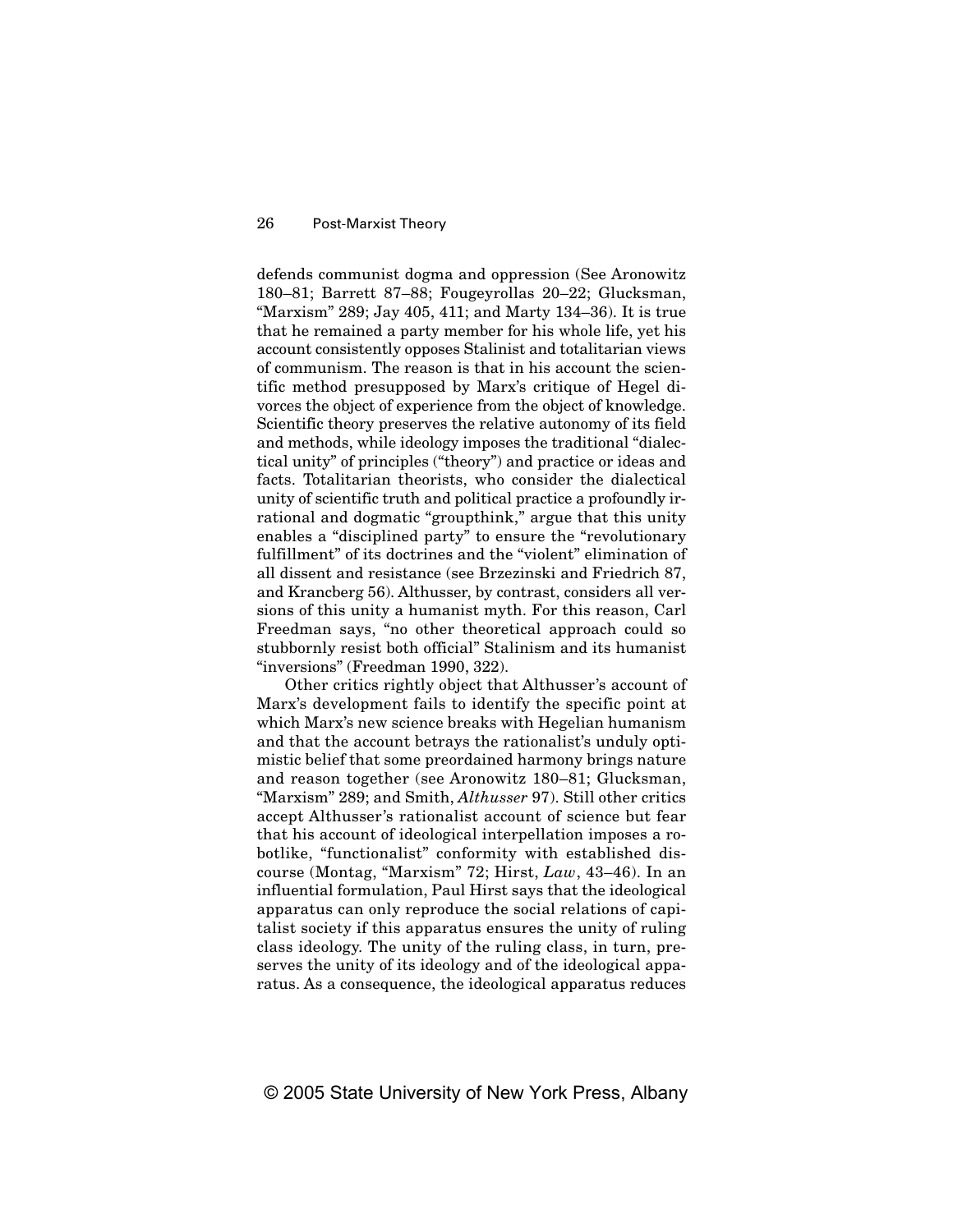defends communist dogma and oppression (See Aronowitz 180–81; Barrett 87–88; Fougeyrollas 20–22; Glucksman, "Marxism" 289; Jay 405, 411; and Marty 134–36). It is true that he remained a party member for his whole life, yet his account consistently opposes Stalinist and totalitarian views of communism. The reason is that in his account the scientific method presupposed by Marx's critique of Hegel divorces the object of experience from the object of knowledge. Scientific theory preserves the relative autonomy of its field and methods, while ideology imposes the traditional "dialectical unity" of principles ("theory") and practice or ideas and facts. Totalitarian theorists, who consider the dialectical unity of scientific truth and political practice a profoundly irrational and dogmatic "groupthink," argue that this unity enables a "disciplined party" to ensure the "revolutionary fulfillment" of its doctrines and the "violent" elimination of all dissent and resistance (see Brzezinski and Friedrich 87, and Krancberg 56). Althusser, by contrast, considers all versions of this unity a humanist myth. For this reason, Carl Freedman says, "no other theoretical approach could so stubbornly resist both official" Stalinism and its humanist "inversions" (Freedman 1990, 322).

Other critics rightly object that Althusser's account of Marx's development fails to identify the specific point at which Marx's new science breaks with Hegelian humanism and that the account betrays the rationalist's unduly optimistic belief that some preordained harmony brings nature and reason together (see Aronowitz 180–81; Glucksman, "Marxism" 289; and Smith, *Althusser* 97). Still other critics accept Althusser's rationalist account of science but fear that his account of ideological interpellation imposes a robotlike, "functionalist" conformity with established discourse (Montag, "Marxism" 72; Hirst, *Law*, 43–46). In an influential formulation, Paul Hirst says that the ideological apparatus can only reproduce the social relations of capitalist society if this apparatus ensures the unity of ruling class ideology. The unity of the ruling class, in turn, preserves the unity of its ideology and of the ideological apparatus. As a consequence, the ideological apparatus reduces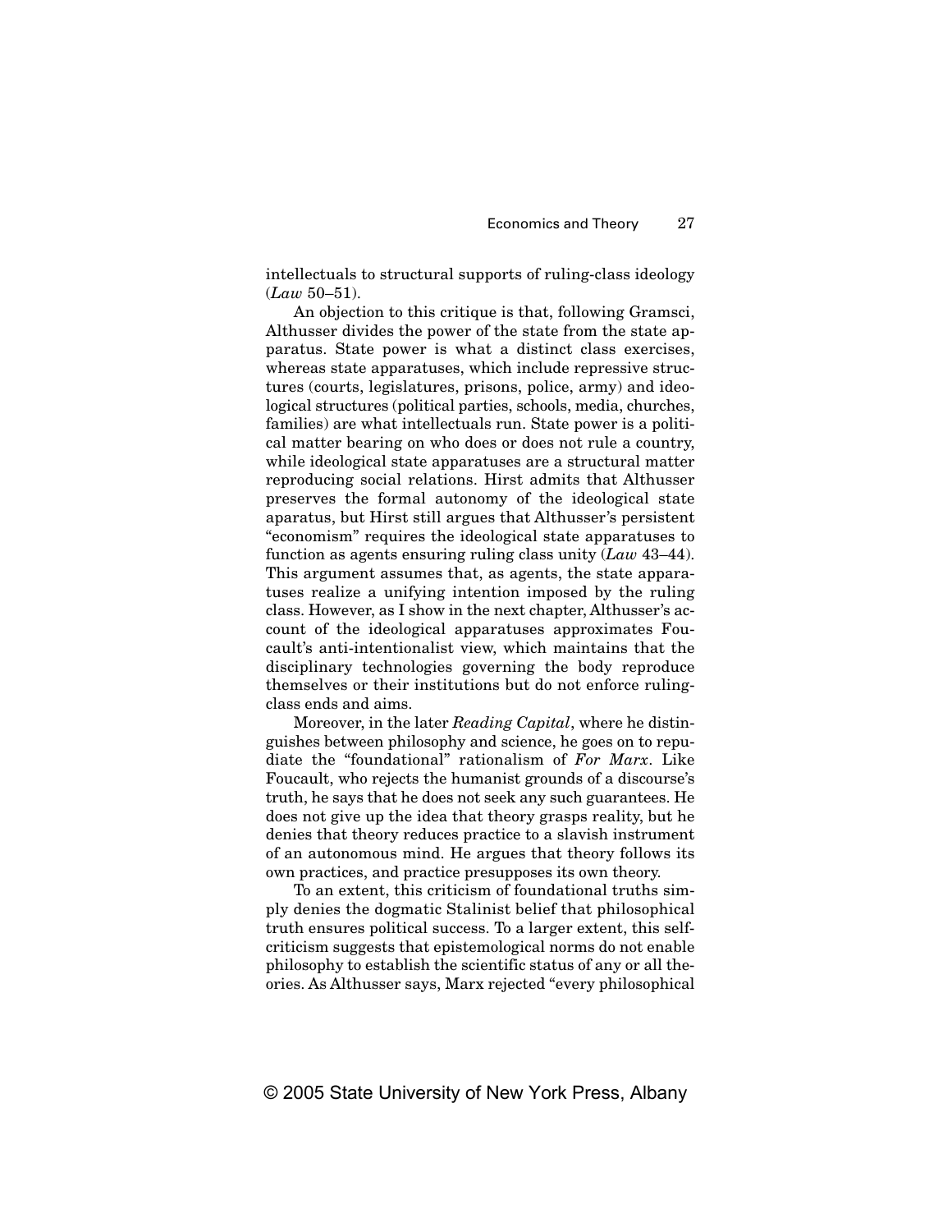intellectuals to structural supports of ruling-class ideology (*Law* 50–51).

An objection to this critique is that, following Gramsci, Althusser divides the power of the state from the state apparatus. State power is what a distinct class exercises, whereas state apparatuses, which include repressive structures (courts, legislatures, prisons, police, army) and ideological structures (political parties, schools, media, churches, families) are what intellectuals run. State power is a political matter bearing on who does or does not rule a country, while ideological state apparatuses are a structural matter reproducing social relations. Hirst admits that Althusser preserves the formal autonomy of the ideological state apparatus, but Hirst still argues that Althusser's persistent "economism" requires the ideological state apparatuses to function as agents ensuring ruling class unity (*Law* 43–44). This argument assumes that, as agents, the state apparatuses realize a unifying intention imposed by the ruling class. However, as I show in the next chapter, Althusser's account of the ideological apparatuses approximates Foucault's anti-intentionalist view, which maintains that the disciplinary technologies governing the body reproduce themselves or their institutions but do not enforce ruling-class ends and aims.

Moreover, in the later *Reading Capital*, where he distinguishes between philosophy and science, he goes on to repudiate the "foundational" rationalism of *For Marx*. Like Foucault, who rejects the humanist grounds of a discourse's truth, he says that he does not seek any such guarantees. He does not give up the idea that theory grasps reality, but he denies that theory reduces practice to a slavish instrument of an autonomous mind. He argues that theory follows its own practices, and practice presupposes its own theory.

To an extent, this criticism of foundational truths simply denies the dogmatic Stalinist belief that philosophical truth ensures political success. To a larger extent, this self-criticism suggests that epistemological norms do not enable philosophy to establish the scientific status of any or all theories. As Althusser says, Marx rejected "every philosophical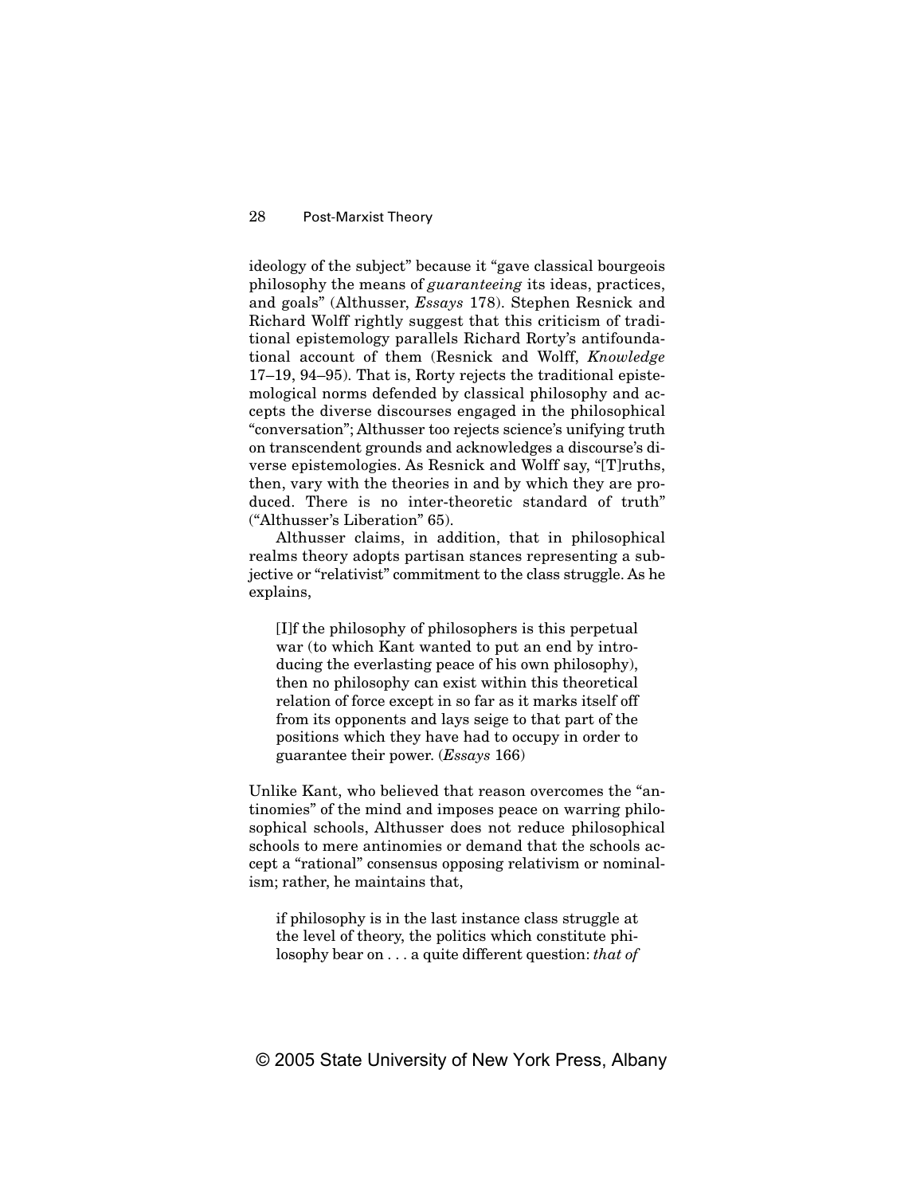ideology of the subject" because it "gave classical bourgeois philosophy the means of *guaranteeing* its ideas, practices, and goals" (Althusser, *Essays* 178). Stephen Resnick and Richard Wolff rightly suggest that this criticism of traditional epistemology parallels Richard Rorty's antifoundational account of them (Resnick and Wolff, *Knowledge* 17–19, 94–95). That is, Rorty rejects the traditional epistemological norms defended by classical philosophy and accepts the diverse discourses engaged in the philosophical "conversation"; Althusser too rejects science's unifying truth on transcendent grounds and acknowledges a discourse's diverse epistemologies. As Resnick and Wolff say, "[T]ruths, then, vary with the theories in and by which they are produced. There is no inter-theoretic standard of truth" ("Althusser's Liberation" 65).

Althusser claims, in addition, that in philosophical realms theory adopts partisan stances representing a subjective or "relativist" commitment to the class struggle. As he explains,

> [I]f the philosophy of philosophers is this perpetual war (to which Kant wanted to put an end by introducing the everlasting peace of his own philosophy), then no philosophy can exist within this theoretical relation of force except in so far as it marks itself off from its opponents and lays seige to that part of the positions which they have had to occupy in order to guarantee their power. (*Essays* 166)

Unlike Kant, who believed that reason overcomes the "antinomies" of the mind and imposes peace on warring philosophical schools, Althusser does not reduce philosophical schools to mere antinomies or demand that the schools accept a "rational" consensus opposing relativism or nominalism; rather, he maintains that,

> if philosophy is in the last instance class struggle at the level of theory, the politics which constitute philosophy bear on . . . a quite different question: *that of*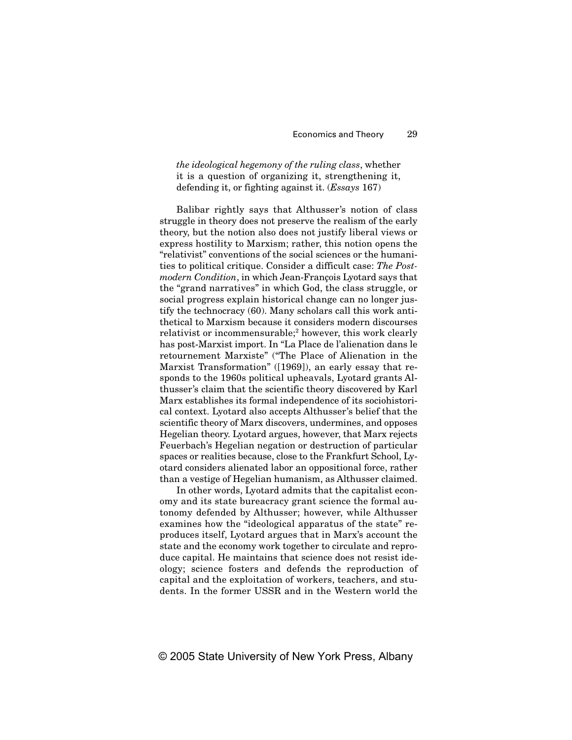*the ideological hegemony of the ruling class*, whether it is a question of organizing it, strengthening it, defending it, or fighting against it. (*Essays* 167)

Balibar rightly says that Althusser's notion of class struggle in theory does not preserve the realism of the early theory, but the notion also does not justify liberal views or express hostility to Marxism; rather, this notion opens the "relativist" conventions of the social sciences or the humanities to political critique. Consider a difficult case: *The Postmodern Condition*, in which Jean-François Lyotard says that the "grand narratives" in which God, the class struggle, or social progress explain historical change can no longer justify the technocracy (60). Many scholars call this work antithetical to Marxism because it considers modern discourses relativist or incommensurable;[2] however, this work clearly has post-Marxist import. In "La Place de l'alienation dans le retournement Marxiste" ("The Place of Alienation in the Marxist Transformation" ([1969]), an early essay that responds to the 1960s political upheavals, Lyotard grants Althusser's claim that the scientific theory discovered by Karl Marx establishes its formal independence of its sociohistorical context. Lyotard also accepts Althusser's belief that the scientific theory of Marx discovers, undermines, and opposes Hegelian theory. Lyotard argues, however, that Marx rejects Feuerbach's Hegelian negation or destruction of particular spaces or realities because, close to the Frankfurt School, Lyotard considers alienated labor an oppositional force, rather than a vestige of Hegelian humanism, as Althusser claimed.

In other words, Lyotard admits that the capitalist economy and its state bureacracy grant science the formal autonomy defended by Althusser; however, while Althusser examines how the "ideological apparatus of the state" reproduces itself, Lyotard argues that in Marx's account the state and the economy work together to circulate and reproduce capital. He maintains that science does not resist ideology; science fosters and defends the reproduction of capital and the exploitation of workers, teachers, and students. In the former USSR and in the Western world the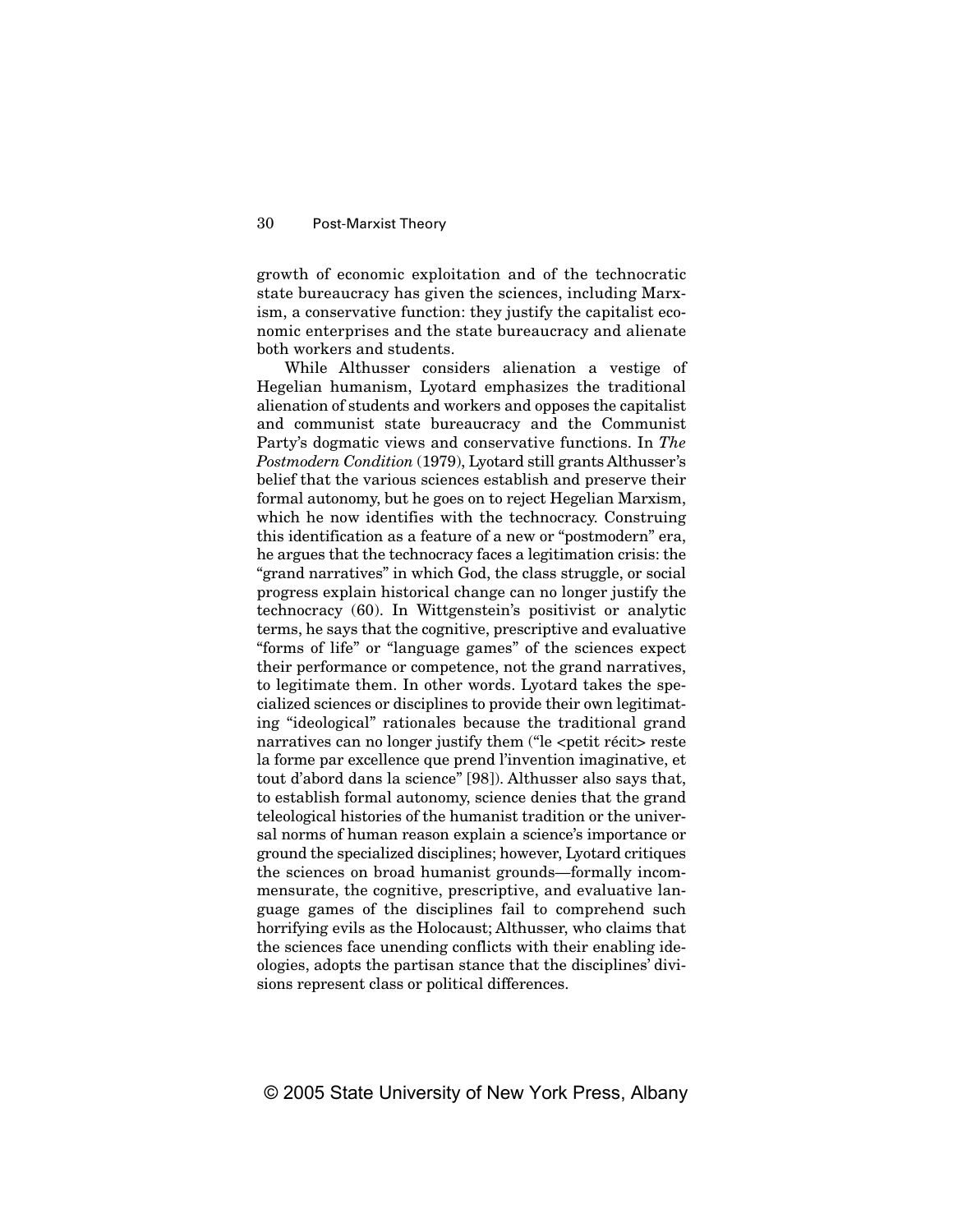growth of economic exploitation and of the technocratic state bureaucracy has given the sciences, including Marxism, a conservative function: they justify the capitalist economic enterprises and the state bureaucracy and alienate both workers and students.

While Althusser considers alienation a vestige of Hegelian humanism, Lyotard emphasizes the traditional alienation of students and workers and opposes the capitalist and communist state bureaucracy and the Communist Party's dogmatic views and conservative functions. In *The Postmodern Condition* (1979), Lyotard still grants Althusser's belief that the various sciences establish and preserve their formal autonomy, but he goes on to reject Hegelian Marxism, which he now identifies with the technocracy. Construing this identification as a feature of a new or "postmodern" era, he argues that the technocracy faces a legitimation crisis: the "grand narratives" in which God, the class struggle, or social progress explain historical change can no longer justify the technocracy (60). In Wittgenstein's positivist or analytic terms, he says that the cognitive, prescriptive and evaluative "forms of life" or "language games" of the sciences expect their performance or competence, not the grand narratives, to legitimate them. In other words. Lyotard takes the specialized sciences or disciplines to provide their own legitimating "ideological" rationales because the traditional grand narratives can no longer justify them ("le <petit récit> reste la forme par excellence que prend l'invention imaginative, et tout d'abord dans la science" [98]). Althusser also says that, to establish formal autonomy, science denies that the grand teleological histories of the humanist tradition or the universal norms of human reason explain a science's importance or ground the specialized disciplines; however, Lyotard critiques the sciences on broad humanist grounds—formally incommensurate, the cognitive, prescriptive, and evaluative language games of the disciplines fail to comprehend such horrifying evils as the Holocaust; Althusser, who claims that the sciences face unending conflicts with their enabling ideologies, adopts the partisan stance that the disciplines' divisions represent class or political differences.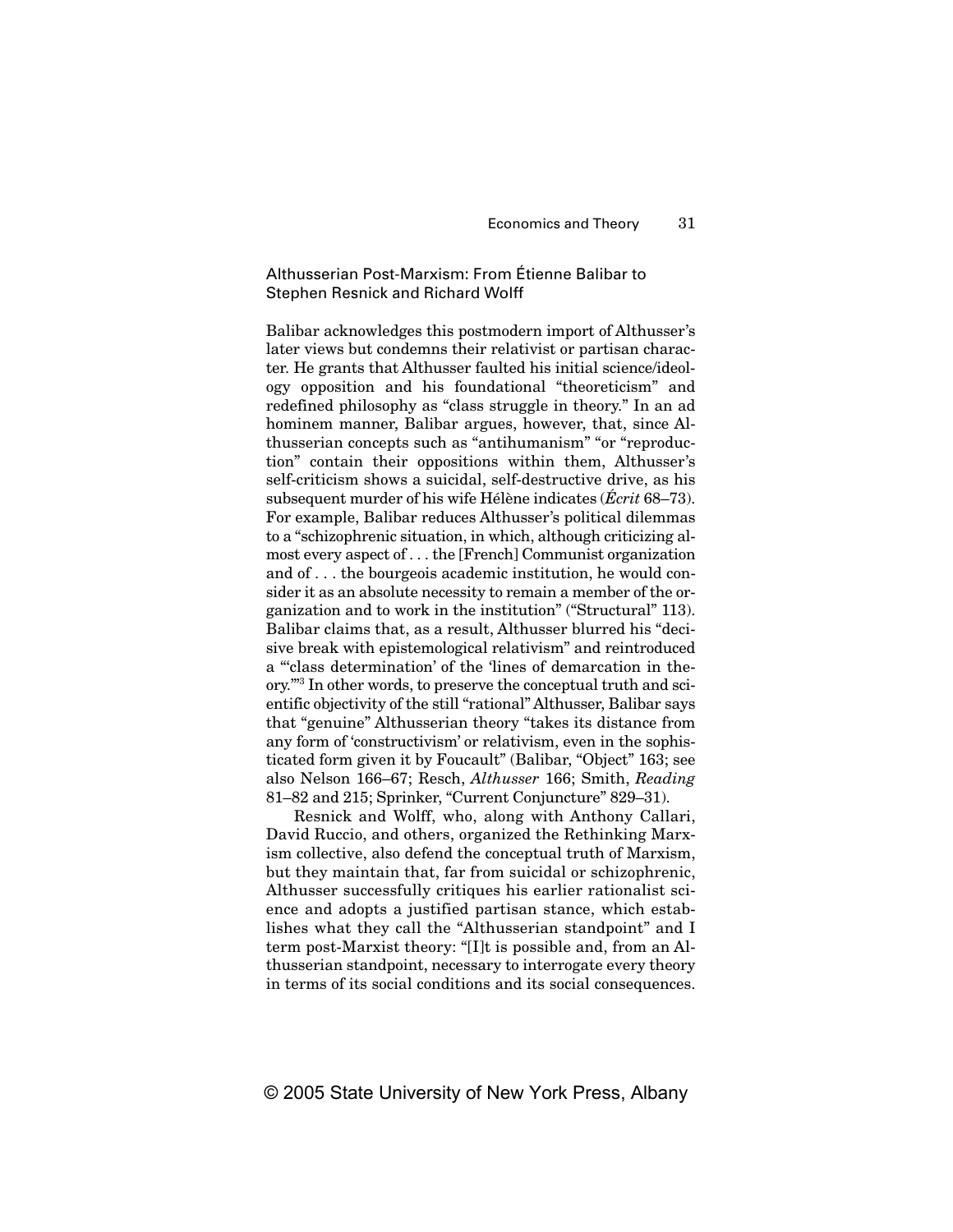## Althusserian Post-Marxism: From Étienne Balibar to Stephen Resnick and Richard Wolff

Balibar acknowledges this postmodern import of Althusser's later views but condemns their relativist or partisan character. He grants that Althusser faulted his initial science/ideology opposition and his foundational "theoreticism" and redefined philosophy as "class struggle in theory." In an ad hominem manner, Balibar argues, however, that, since Althusserian concepts such as "antihumanism" "or "reproduction" contain their oppositions within them, Althusser's self-criticism shows a suicidal, self-destructive drive, as his subsequent murder of his wife Hélène indicates (*Écrit* 68–73). For example, Balibar reduces Althusser's political dilemmas to a "schizophrenic situation, in which, although criticizing almost every aspect of . . . the [French] Communist organization and of . . . the bourgeois academic institution, he would consider it as an absolute necessity to remain a member of the organization and to work in the institution" ("Structural" 113). Balibar claims that, as a result, Althusser blurred his "decisive break with epistemological relativism" and reintroduced a "'class determination' of the 'lines of demarcation in theory.'"[3] In other words, to preserve the conceptual truth and scientific objectivity of the still "rational" Althusser, Balibar says that "genuine" Althusserian theory "takes its distance from any form of 'constructivism' or relativism, even in the sophisticated form given it by Foucault" (Balibar, "Object" 163; see also Nelson 166–67; Resch, *Althusser* 166; Smith, *Reading* 81–82 and 215; Sprinker, "Current Conjuncture" 829–31).

Resnick and Wolff, who, along with Anthony Callari, David Ruccio, and others, organized the Rethinking Marxism collective, also defend the conceptual truth of Marxism, but they maintain that, far from suicidal or schizophrenic, Althusser successfully critiques his earlier rationalist science and adopts a justified partisan stance, which establishes what they call the "Althusserian standpoint" and I term post-Marxist theory: "[I]t is possible and, from an Althusserian standpoint, necessary to interrogate every theory in terms of its social conditions and its social consequences.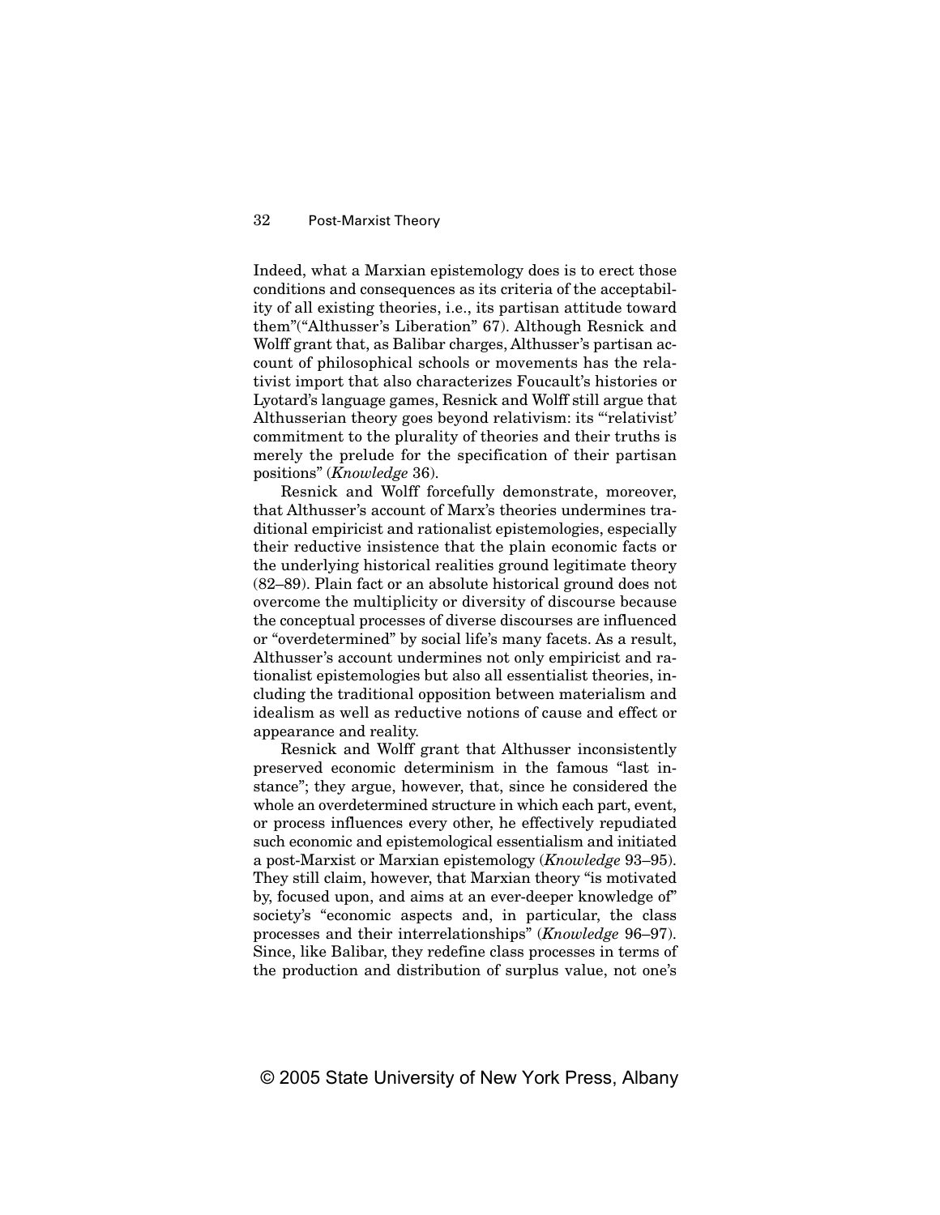Indeed, what a Marxian epistemology does is to erect those conditions and consequences as its criteria of the acceptability of all existing theories, i.e., its partisan attitude toward them"("Althusser's Liberation" 67). Although Resnick and Wolff grant that, as Balibar charges, Althusser's partisan account of philosophical schools or movements has the relativist import that also characterizes Foucault's histories or Lyotard's language games, Resnick and Wolff still argue that Althusserian theory goes beyond relativism: its "'relativist' commitment to the plurality of theories and their truths is merely the prelude for the specification of their partisan positions" (*Knowledge* 36).

Resnick and Wolff forcefully demonstrate, moreover, that Althusser's account of Marx's theories undermines traditional empiricist and rationalist epistemologies, especially their reductive insistence that the plain economic facts or the underlying historical realities ground legitimate theory (82–89). Plain fact or an absolute historical ground does not overcome the multiplicity or diversity of discourse because the conceptual processes of diverse discourses are influenced or "overdetermined" by social life's many facets. As a result, Althusser's account undermines not only empiricist and rationalist epistemologies but also all essentialist theories, including the traditional opposition between materialism and idealism as well as reductive notions of cause and effect or appearance and reality.

Resnick and Wolff grant that Althusser inconsistently preserved economic determinism in the famous "last instance"; they argue, however, that, since he considered the whole an overdetermined structure in which each part, event, or process influences every other, he effectively repudiated such economic and epistemological essentialism and initiated a post-Marxist or Marxian epistemology (*Knowledge* 93–95). They still claim, however, that Marxian theory "is motivated by, focused upon, and aims at an ever-deeper knowledge of" society's "economic aspects and, in particular, the class processes and their interrelationships" (*Knowledge* 96–97). Since, like Balibar, they redefine class processes in terms of the production and distribution of surplus value, not one's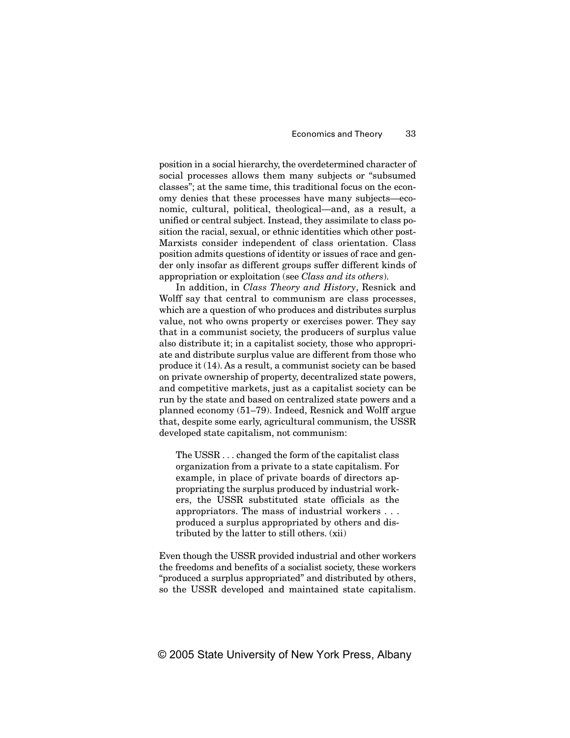position in a social hierarchy, the overdetermined character of social processes allows them many subjects or "subsumed classes"; at the same time, this traditional focus on the economy denies that these processes have many subjects—economic, cultural, political, theological—and, as a result, a unified or central subject. Instead, they assimilate to class position the racial, sexual, or ethnic identities which other post-Marxists consider independent of class orientation. Class position admits questions of identity or issues of race and gender only insofar as different groups suffer different kinds of appropriation or exploitation (see *Class and its others*).

In addition, in *Class Theory and History*, Resnick and Wolff say that central to communism are class processes, which are a question of who produces and distributes surplus value, not who owns property or exercises power. They say that in a communist society, the producers of surplus value also distribute it; in a capitalist society, those who appropriate and distribute surplus value are different from those who produce it (14). As a result, a communist society can be based on private ownership of property, decentralized state powers, and competitive markets, just as a capitalist society can be run by the state and based on centralized state powers and a planned economy (51–79). Indeed, Resnick and Wolff argue that, despite some early, agricultural communism, the USSR developed state capitalism, not communism:

> The USSR . . . changed the form of the capitalist class organization from a private to a state capitalism. For example, in place of private boards of directors appropriating the surplus produced by industrial workers, the USSR substituted state officials as the appropriators. The mass of industrial workers . . . produced a surplus appropriated by others and distributed by the latter to still others. (xii)

Even though the USSR provided industrial and other workers the freedoms and benefits of a socialist society, these workers "produced a surplus appropriated" and distributed by others, so the USSR developed and maintained state capitalism.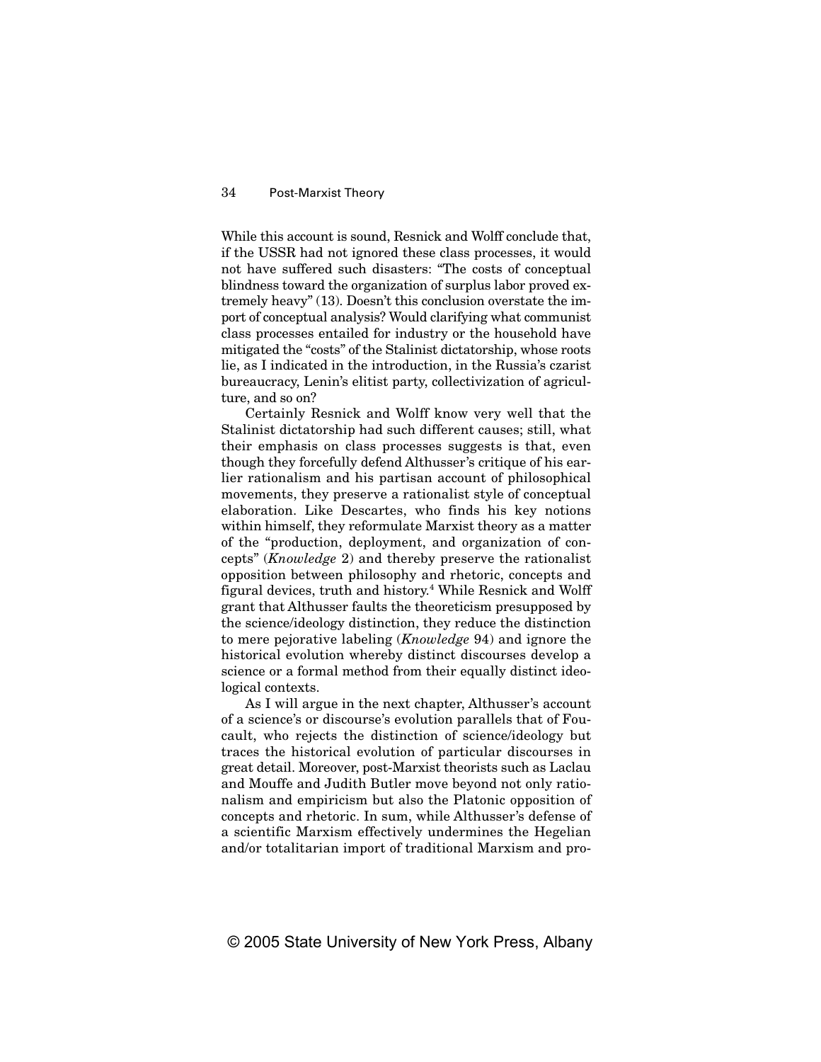While this account is sound, Resnick and Wolff conclude that, if the USSR had not ignored these class processes, it would not have suffered such disasters: "The costs of conceptual blindness toward the organization of surplus labor proved extremely heavy" (13). Doesn't this conclusion overstate the import of conceptual analysis? Would clarifying what communist class processes entailed for industry or the household have mitigated the "costs" of the Stalinist dictatorship, whose roots lie, as I indicated in the introduction, in the Russia's czarist bureaucracy, Lenin's elitist party, collectivization of agriculture, and so on?

Certainly Resnick and Wolff know very well that the Stalinist dictatorship had such different causes; still, what their emphasis on class processes suggests is that, even though they forcefully defend Althusser's critique of his earlier rationalism and his partisan account of philosophical movements, they preserve a rationalist style of conceptual elaboration. Like Descartes, who finds his key notions within himself, they reformulate Marxist theory as a matter of the "production, deployment, and organization of concepts" (*Knowledge* 2) and thereby preserve the rationalist opposition between philosophy and rhetoric, concepts and figural devices, truth and history.[4] While Resnick and Wolff grant that Althusser faults the theoreticism presupposed by the science/ideology distinction, they reduce the distinction to mere pejorative labeling (*Knowledge* 94) and ignore the historical evolution whereby distinct discourses develop a science or a formal method from their equally distinct ideological contexts.

As I will argue in the next chapter, Althusser's account of a science's or discourse's evolution parallels that of Foucault, who rejects the distinction of science/ideology but traces the historical evolution of particular discourses in great detail. Moreover, post-Marxist theorists such as Laclau and Mouffe and Judith Butler move beyond not only rationalism and empiricism but also the Platonic opposition of concepts and rhetoric. In sum, while Althusser's defense of a scientific Marxism effectively undermines the Hegelian and/or totalitarian import of traditional Marxism and pro-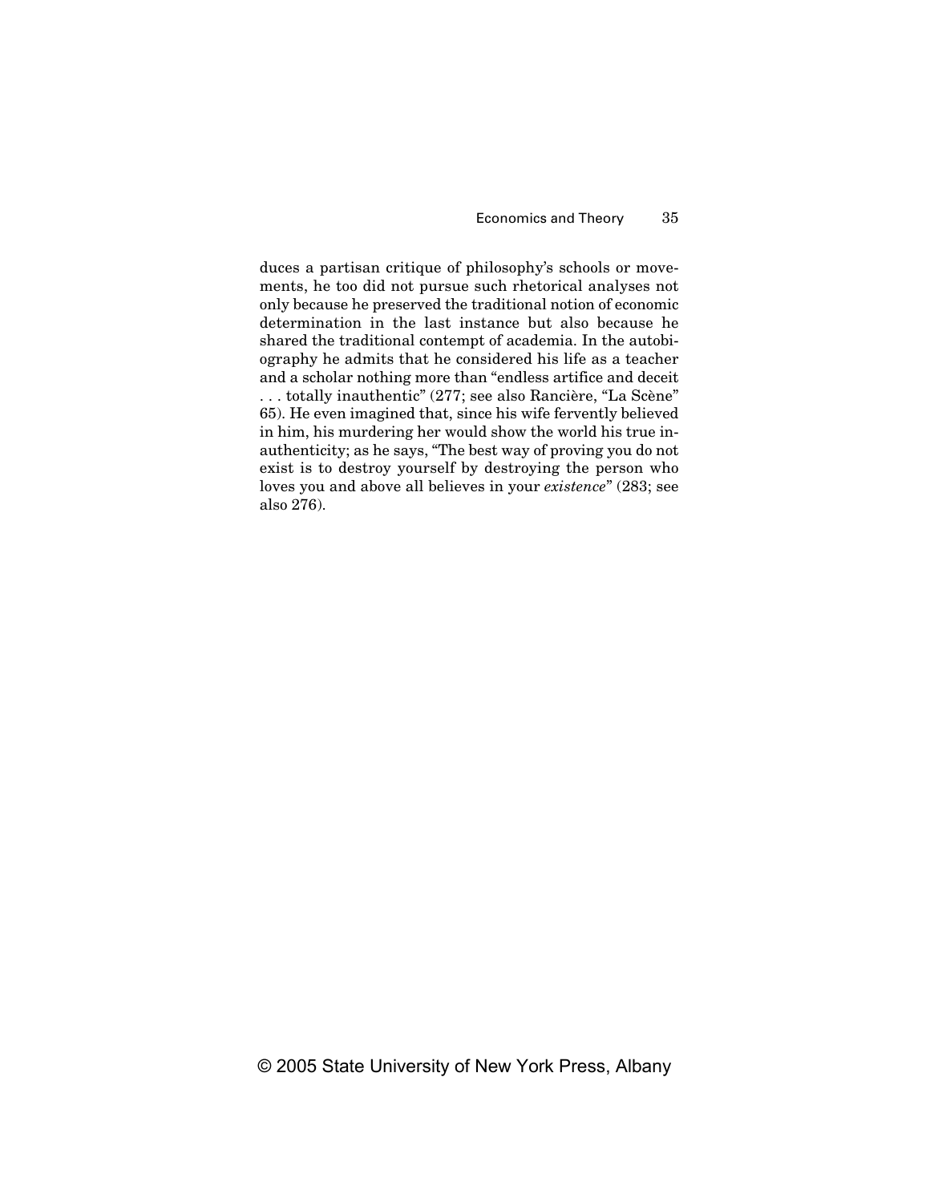duces a partisan critique of philosophy's schools or movements, he too did not pursue such rhetorical analyses not only because he preserved the traditional notion of economic determination in the last instance but also because he shared the traditional contempt of academia. In the autobiography he admits that he considered his life as a teacher and a scholar nothing more than "endless artifice and deceit . . . totally inauthentic" (277; see also Rancière, "La Scène" 65). He even imagined that, since his wife fervently believed in him, his murdering her would show the world his true inauthenticity; as he says, "The best way of proving you do not exist is to destroy yourself by destroying the person who loves you and above all believes in your *existence*" (283; see also 276).

© 2005 State University of New York Press, Albany